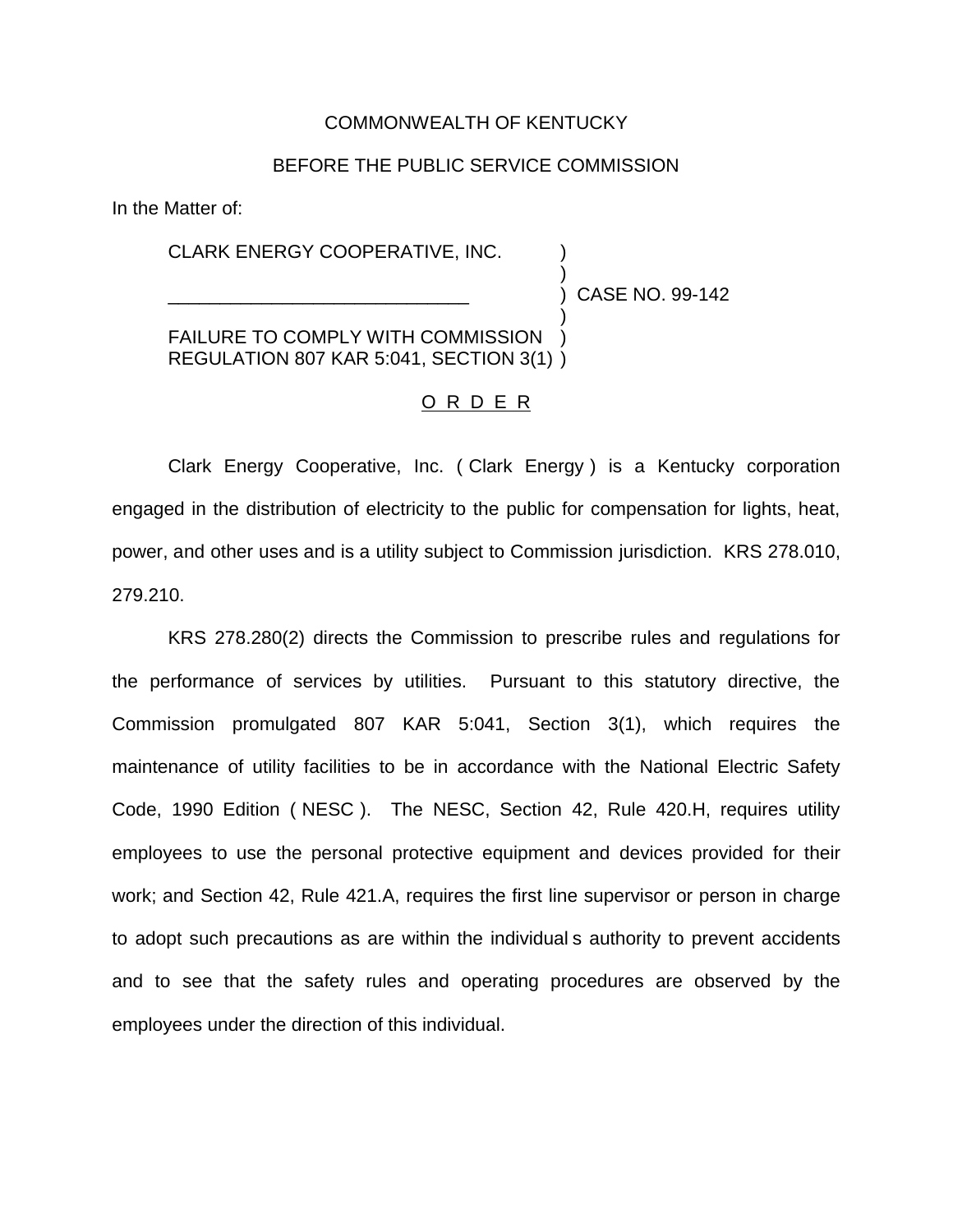COMMONWEALTH OF KENTUCKY

BEFORE THE PUBLIC SERVICE COMMISSION

In the Matter of:

CLARK ENERGY COOPERATIVE, INC. )
)
______________________________ ) CASE NO. 99-142
)
FAILURE TO COMPLY WITH COMMISSION )
REGULATION 807 KAR 5:041, SECTION 3(1) )

O R D E R

Clark Energy Cooperative, Inc. ( Clark Energy ) is a Kentucky corporation engaged in the distribution of electricity to the public for compensation for lights, heat, power, and other uses and is a utility subject to Commission jurisdiction. KRS 278.010, 279.210.

KRS 278.280(2) directs the Commission to prescribe rules and regulations for the performance of services by utilities. Pursuant to this statutory directive, the Commission promulgated 807 KAR 5:041, Section 3(1), which requires the maintenance of utility facilities to be in accordance with the National Electric Safety Code, 1990 Edition ( NESC ). The NESC, Section 42, Rule 420.H, requires utility employees to use the personal protective equipment and devices provided for their work; and Section 42, Rule 421.A, requires the first line supervisor or person in charge to adopt such precautions as are within the individual s authority to prevent accidents and to see that the safety rules and operating procedures are observed by the employees under the direction of this individual.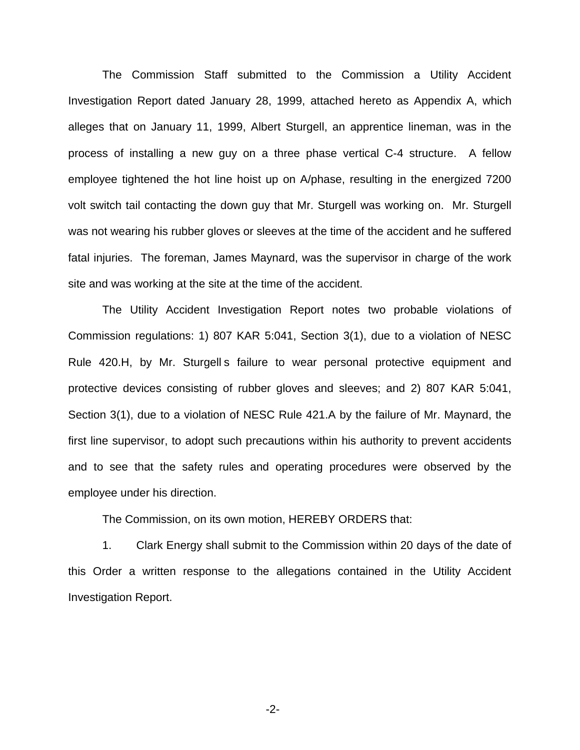The Commission Staff submitted to the Commission a Utility Accident Investigation Report dated January 28, 1999, attached hereto as Appendix A, which alleges that on January 11, 1999, Albert Sturgell, an apprentice lineman, was in the process of installing a new guy on a three phase vertical C-4 structure. A fellow employee tightened the hot line hoist up on A/phase, resulting in the energized 7200 volt switch tail contacting the down guy that Mr. Sturgell was working on. Mr. Sturgell was not wearing his rubber gloves or sleeves at the time of the accident and he suffered fatal injuries. The foreman, James Maynard, was the supervisor in charge of the work site and was working at the site at the time of the accident.

The Utility Accident Investigation Report notes two probable violations of Commission regulations: 1) 807 KAR 5:041, Section 3(1), due to a violation of NESC Rule 420.H, by Mr. Sturgell s failure to wear personal protective equipment and protective devices consisting of rubber gloves and sleeves; and 2) 807 KAR 5:041, Section 3(1), due to a violation of NESC Rule 421.A by the failure of Mr. Maynard, the first line supervisor, to adopt such precautions within his authority to prevent accidents and to see that the safety rules and operating procedures were observed by the employee under his direction.

The Commission, on its own motion, HEREBY ORDERS that:

1. Clark Energy shall submit to the Commission within 20 days of the date of this Order a written response to the allegations contained in the Utility Accident Investigation Report.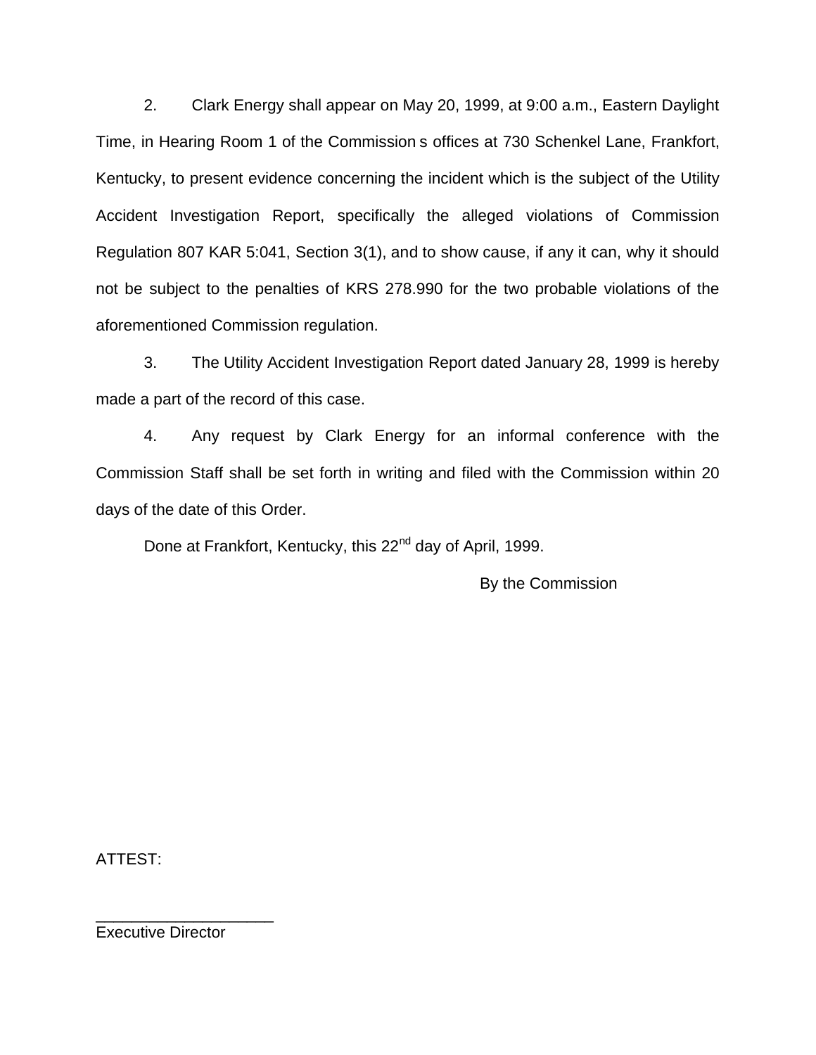2. Clark Energy shall appear on May 20, 1999, at 9:00 a.m., Eastern Daylight Time, in Hearing Room 1 of the Commission s offices at 730 Schenkel Lane, Frankfort, Kentucky, to present evidence concerning the incident which is the subject of the Utility Accident Investigation Report, specifically the alleged violations of Commission Regulation 807 KAR 5:041, Section 3(1), and to show cause, if any it can, why it should not be subject to the penalties of KRS 278.990 for the two probable violations of the aforementioned Commission regulation.

3. The Utility Accident Investigation Report dated January 28, 1999 is hereby made a part of the record of this case.

4. Any request by Clark Energy for an informal conference with the Commission Staff shall be set forth in writing and filed with the Commission within 20 days of the date of this Order.

Done at Frankfort, Kentucky, this 22nd day of April, 1999.

By the Commission

ATTEST:

____________________
Executive Director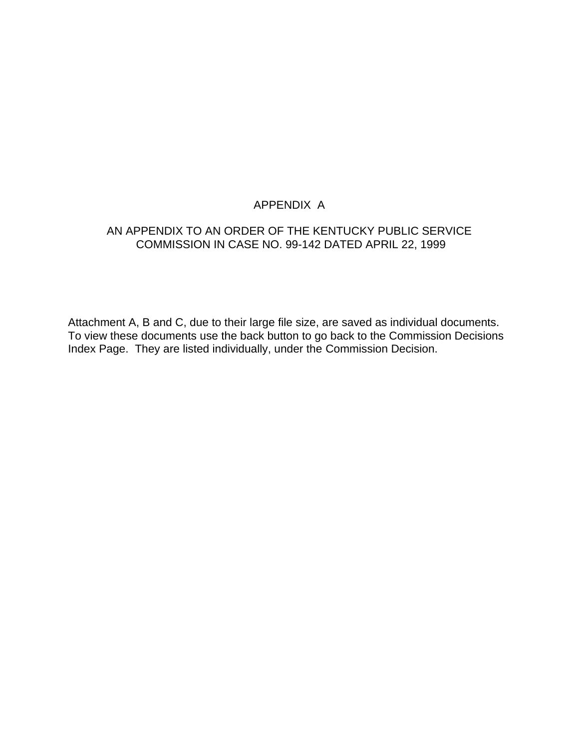# APPENDIX A

AN APPENDIX TO AN ORDER OF THE KENTUCKY PUBLIC SERVICE COMMISSION IN CASE NO. 99-142 DATED APRIL 22, 1999

Attachment A, B and C, due to their large file size, are saved as individual documents. To view these documents use the back button to go back to the Commission Decisions Index Page. They are listed individually, under the Commission Decision.